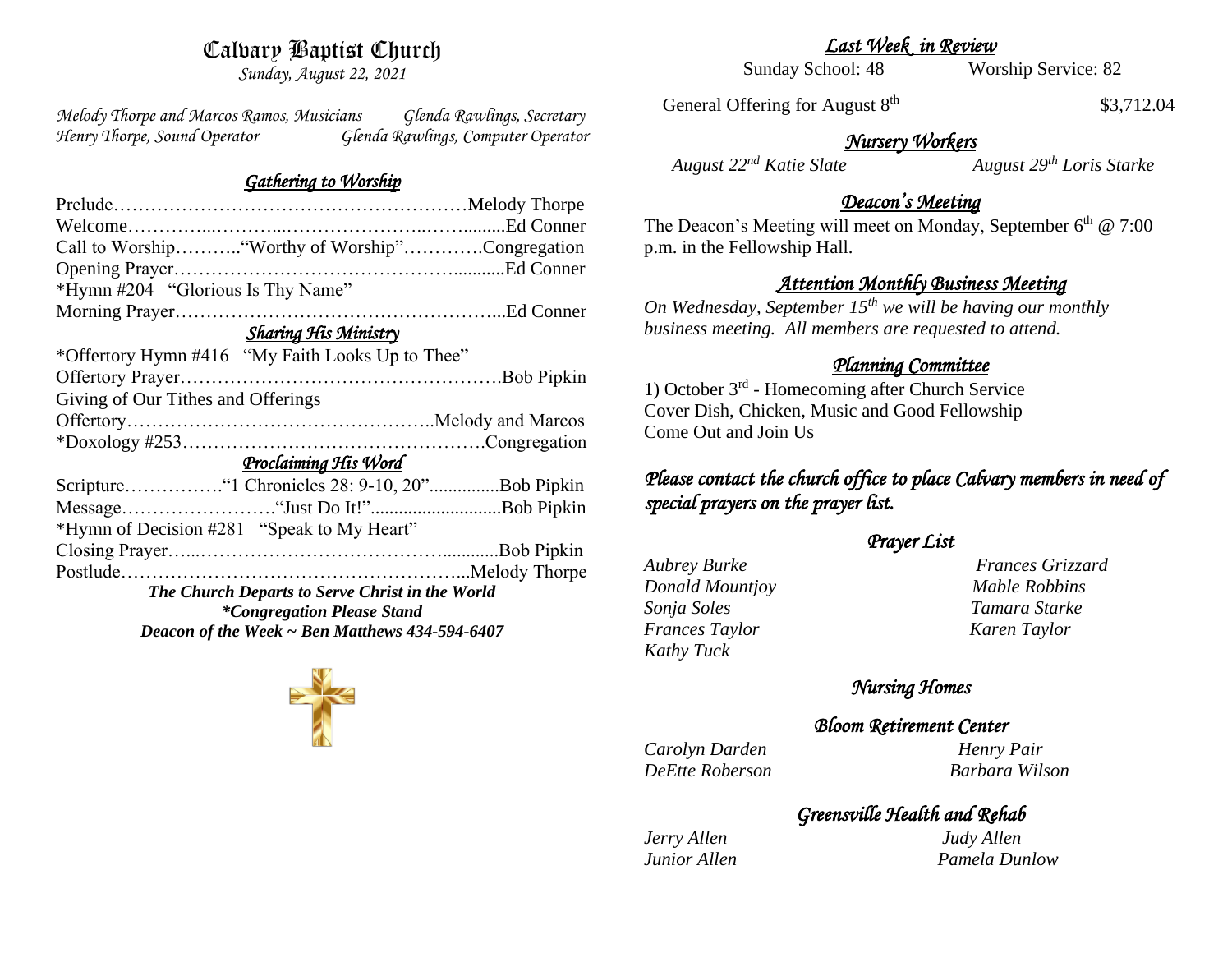# Calvary Baptist Church

*Sunday, August 22, 2021*

*Melody Thorpe and Marcos Ramos, Musicians* — *Glenda Rawlings, Secretary*
*Henry Thorpe, Sound Operator* — *Glenda Rawlings, Computer Operator*

## *Gathering to Worship*

Prelude……………………………………………………Melody Thorpe
Welcome…………...………...…………………..…….........Ed Conner
Call to Worship………..“Worthy of Worship”…………Congregation
Opening Prayer………………………………………...........Ed Conner
*Hymn #204 “Glorious Is Thy Name”
Morning Prayer……………………………………………...Ed Conner

## *Sharing His Ministry*

*Offertory Hymn #416 “My Faith Looks Up to Thee”
Offertory Prayer…………………………………………….Bob Pipkin
Giving of Our Tithes and Offerings
Offertory…………………………………………..Melody and Marcos
*Doxology #253………………………………………….Congregation

## *Proclaiming His Word*

Scripture…………….“1 Chronicles 28: 9-10, 20”...............Bob Pipkin
Message…………………….“Just Do It!”...........................Bob Pipkin
*Hymn of Decision #281 “Speak to My Heart”
Closing Prayer…...……………………………………............Bob Pipkin
Postlude………………………………………………...Melody Thorpe

***The Church Departs to Serve Christ in the World***
***\*Congregation Please Stand***
***Deacon of the Week ~ Ben Matthews 434-594-6407***

## *Last Week in Review*

Sunday School: 48 — Worship Service: 82

General Offering for August 8th — $3,712.04

## *Nursery Workers*

*August 22nd Katie Slate* — *August 29th Loris Starke*

## *Deacon's Meeting*

The Deacon's Meeting will meet on Monday, September 6th @ 7:00 p.m. in the Fellowship Hall.

## *Attention Monthly Business Meeting*

*On Wednesday, September 15th we will be having our monthly business meeting. All members are requested to attend.*

## *Planning Committee*

1) October 3rd - Homecoming after Church Service
Cover Dish, Chicken, Music and Good Fellowship
Come Out and Join Us

*Please contact the church office to place Calvary members in need of special prayers on the prayer list.*

## *Prayer List*

*Aubrey Burke* — *Frances Grizzard*
*Donald Mountjoy* — *Mable Robbins*
*Sonja Soles* — *Tamara Starke*
*Frances Taylor* — *Karen Taylor*
*Kathy Tuck*

## *Nursing Homes*

### *Bloom Retirement Center*

*Carolyn Darden* — *Henry Pair*
*DeEtte Roberson* — *Barbara Wilson*

### *Greensville Health and Rehab*

*Jerry Allen* — *Judy Allen*
*Junior Allen* — *Pamela Dunlow*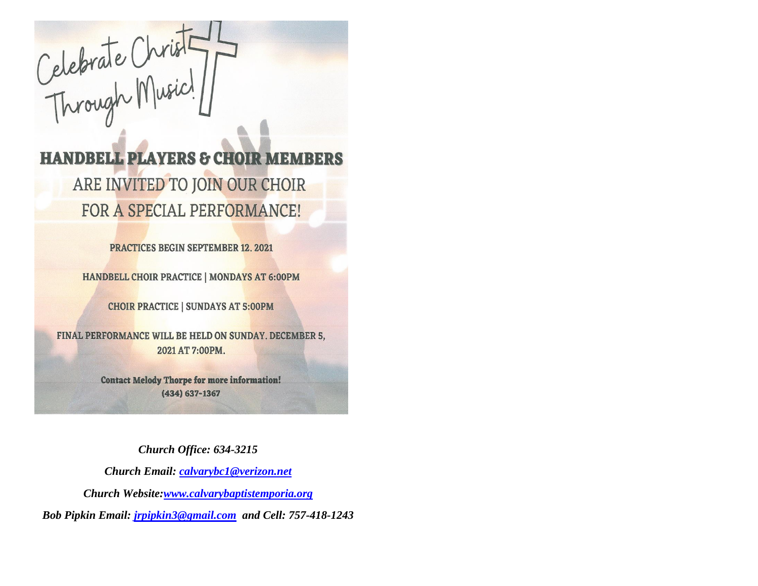Celebrate Christ Through Music!

**HANDBELL PLAYERS & CHOIR MEMBERS**

ARE INVITED TO JOIN OUR CHOIR FOR A SPECIAL PERFORMANCE!

**PRACTICES BEGIN SEPTEMBER 12, 2021**

**HANDBELL CHOIR PRACTICE | MONDAYS AT 6:00PM**

**CHOIR PRACTICE | SUNDAYS AT 5:00PM**

**FINAL PERFORMANCE WILL BE HELD ON SUNDAY, DECEMBER 5, 2021 AT 7:00PM.**

**Contact Melody Thorpe for more information!**
**(434) 637-1367**

***Church Office: 634-3215***

***Church Email: calvarybc1@verizon.net***

***Church Website:www.calvarybaptistemporia.org***

***Bob Pipkin Email: jrpipkin3@gmail.com and Cell: 757-418-1243***